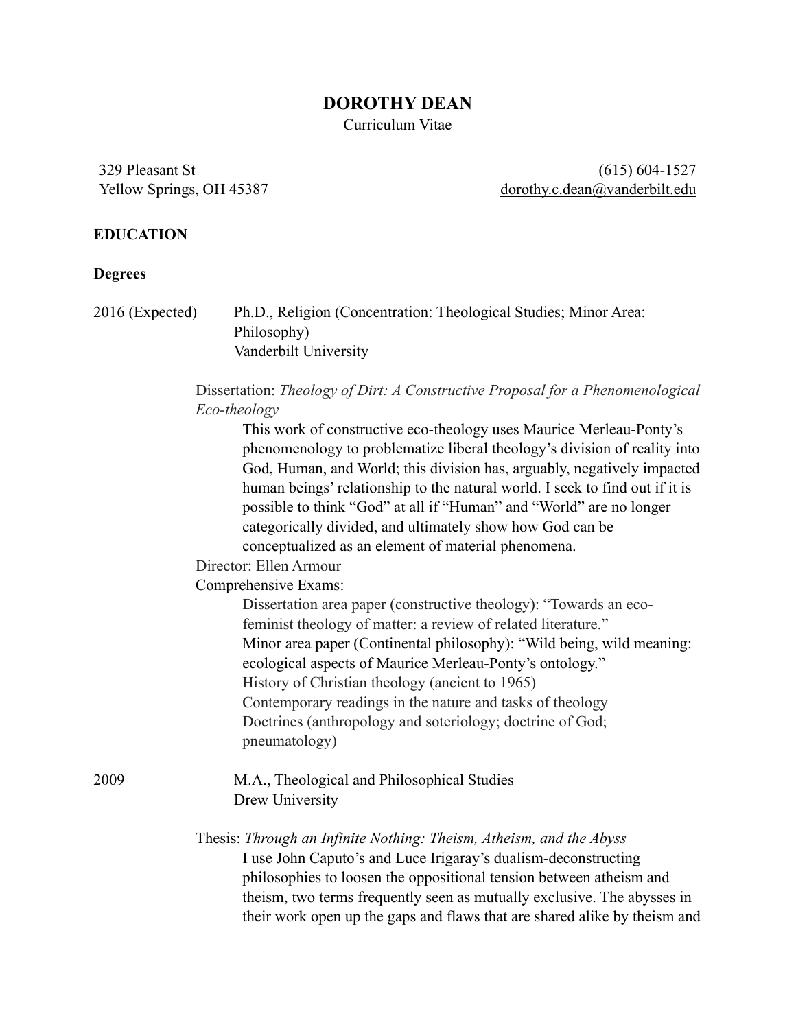# DOROTHY DEAN

Curriculum Vitae

329 Pleasant St
Yellow Springs, OH 45387

(615) 604-1527
dorothy.c.dean@vanderbilt.edu

## EDUCATION

### Degrees

2016 (Expected) Ph.D., Religion (Concentration: Theological Studies; Minor Area: Philosophy)
Vanderbilt University

Dissertation: *Theology of Dirt: A Constructive Proposal for a Phenomenological Eco-theology*

This work of constructive eco-theology uses Maurice Merleau-Ponty's phenomenology to problematize liberal theology's division of reality into God, Human, and World; this division has, arguably, negatively impacted human beings' relationship to the natural world. I seek to find out if it is possible to think "God" at all if "Human" and "World" are no longer categorically divided, and ultimately show how God can be conceptualized as an element of material phenomena.

Director: Ellen Armour

Comprehensive Exams:

- Dissertation area paper (constructive theology): "Towards an eco-feminist theology of matter: a review of related literature."
- Minor area paper (Continental philosophy): "Wild being, wild meaning: ecological aspects of Maurice Merleau-Ponty's ontology."
- History of Christian theology (ancient to 1965)
- Contemporary readings in the nature and tasks of theology
- Doctrines (anthropology and soteriology; doctrine of God; pneumatology)

2009 M.A., Theological and Philosophical Studies
Drew University

Thesis: *Through an Infinite Nothing: Theism, Atheism, and the Abyss*

I use John Caputo's and Luce Irigaray's dualism-deconstructing philosophies to loosen the oppositional tension between atheism and theism, two terms frequently seen as mutually exclusive. The abysses in their work open up the gaps and flaws that are shared alike by theism and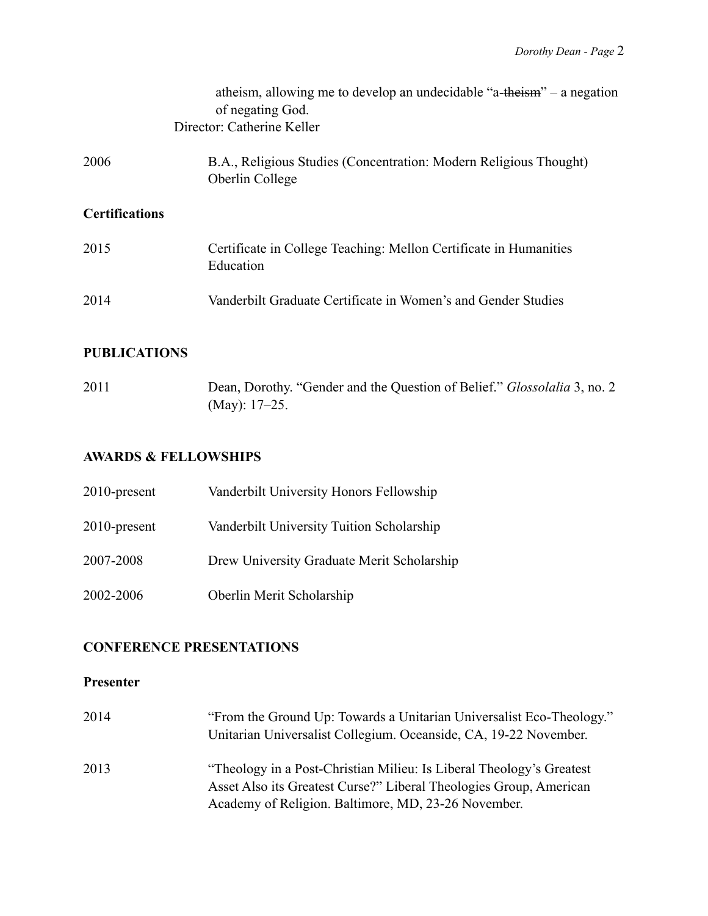atheism, allowing me to develop an undecidable "a-~~theism~~" – a negation of negating God.

Director: Catherine Keller

2006 — B.A., Religious Studies (Concentration: Modern Religious Thought)
Oberlin College

### Certifications

2015 — Certificate in College Teaching: Mellon Certificate in Humanities Education

2014 — Vanderbilt Graduate Certificate in Women's and Gender Studies

## PUBLICATIONS

2011 — Dean, Dorothy. "Gender and the Question of Belief." *Glossolalia* 3, no. 2 (May): 17–25.

## AWARDS & FELLOWSHIPS

2010-present — Vanderbilt University Honors Fellowship

2010-present — Vanderbilt University Tuition Scholarship

2007-2008 — Drew University Graduate Merit Scholarship

2002-2006 — Oberlin Merit Scholarship

## CONFERENCE PRESENTATIONS

### Presenter

2014 — "From the Ground Up: Towards a Unitarian Universalist Eco-Theology." Unitarian Universalist Collegium. Oceanside, CA, 19-22 November.

2013 — "Theology in a Post-Christian Milieu: Is Liberal Theology's Greatest Asset Also its Greatest Curse?" Liberal Theologies Group, American Academy of Religion. Baltimore, MD, 23-26 November.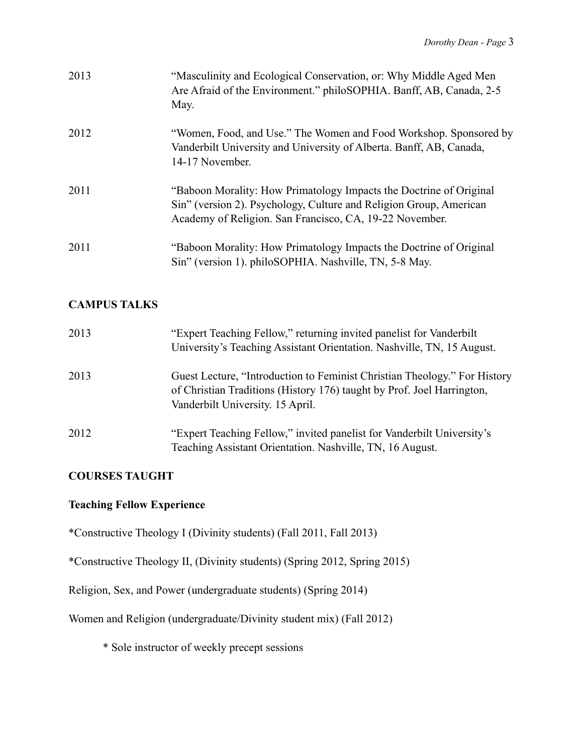2013 “Masculinity and Ecological Conservation, or: Why Middle Aged Men Are Afraid of the Environment.” philoSOPHIA. Banff, AB, Canada, 2-5 May.

2012 “Women, Food, and Use.” The Women and Food Workshop. Sponsored by Vanderbilt University and University of Alberta. Banff, AB, Canada, 14-17 November.

2011 “Baboon Morality: How Primatology Impacts the Doctrine of Original Sin” (version 2). Psychology, Culture and Religion Group, American Academy of Religion. San Francisco, CA, 19-22 November.

2011 “Baboon Morality: How Primatology Impacts the Doctrine of Original Sin” (version 1). philoSOPHIA. Nashville, TN, 5-8 May.

## CAMPUS TALKS

2013 “Expert Teaching Fellow,” returning invited panelist for Vanderbilt University’s Teaching Assistant Orientation. Nashville, TN, 15 August.

2013 Guest Lecture, “Introduction to Feminist Christian Theology.” For History of Christian Traditions (History 176) taught by Prof. Joel Harrington, Vanderbilt University. 15 April.

2012 “Expert Teaching Fellow,” invited panelist for Vanderbilt University’s Teaching Assistant Orientation. Nashville, TN, 16 August.

## COURSES TAUGHT

### Teaching Fellow Experience

*Constructive Theology I (Divinity students) (Fall 2011, Fall 2013)

*Constructive Theology II, (Divinity students) (Spring 2012, Spring 2015)

Religion, Sex, and Power (undergraduate students) (Spring 2014)

Women and Religion (undergraduate/Divinity student mix) (Fall 2012)

\* Sole instructor of weekly precept sessions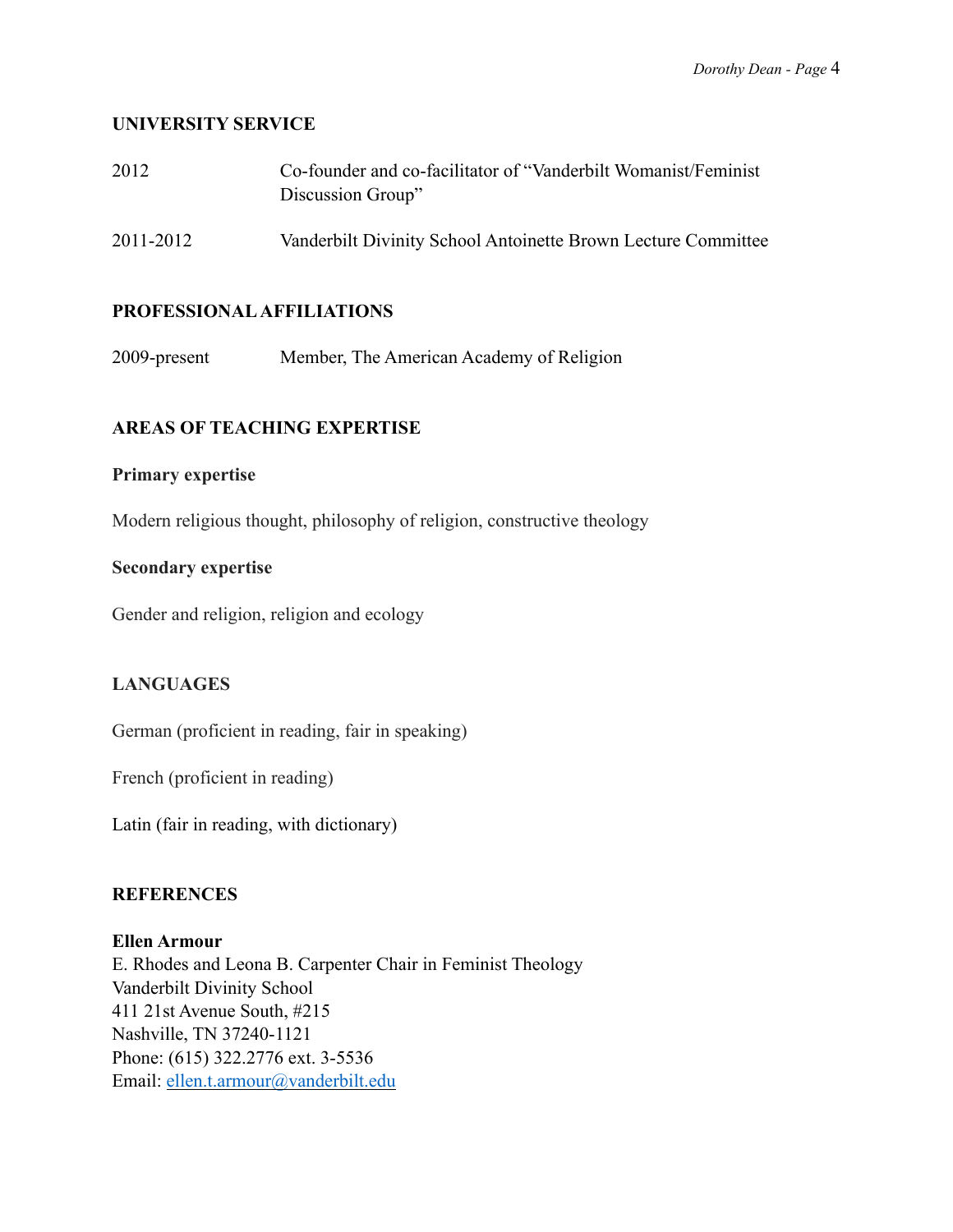## UNIVERSITY SERVICE

2012 Co-founder and co-facilitator of "Vanderbilt Womanist/Feminist Discussion Group"

2011-2012 Vanderbilt Divinity School Antoinette Brown Lecture Committee

## PROFESSIONAL AFFILIATIONS

2009-present Member, The American Academy of Religion

## AREAS OF TEACHING EXPERTISE

### Primary expertise

Modern religious thought, philosophy of religion, constructive theology

### Secondary expertise

Gender and religion, religion and ecology

## LANGUAGES

German (proficient in reading, fair in speaking)

French (proficient in reading)

Latin (fair in reading, with dictionary)

## REFERENCES

**Ellen Armour**
E. Rhodes and Leona B. Carpenter Chair in Feminist Theology
Vanderbilt Divinity School
411 21st Avenue South, #215
Nashville, TN 37240-1121
Phone: (615) 322.2776 ext. 3-5536
Email: ellen.t.armour@vanderbilt.edu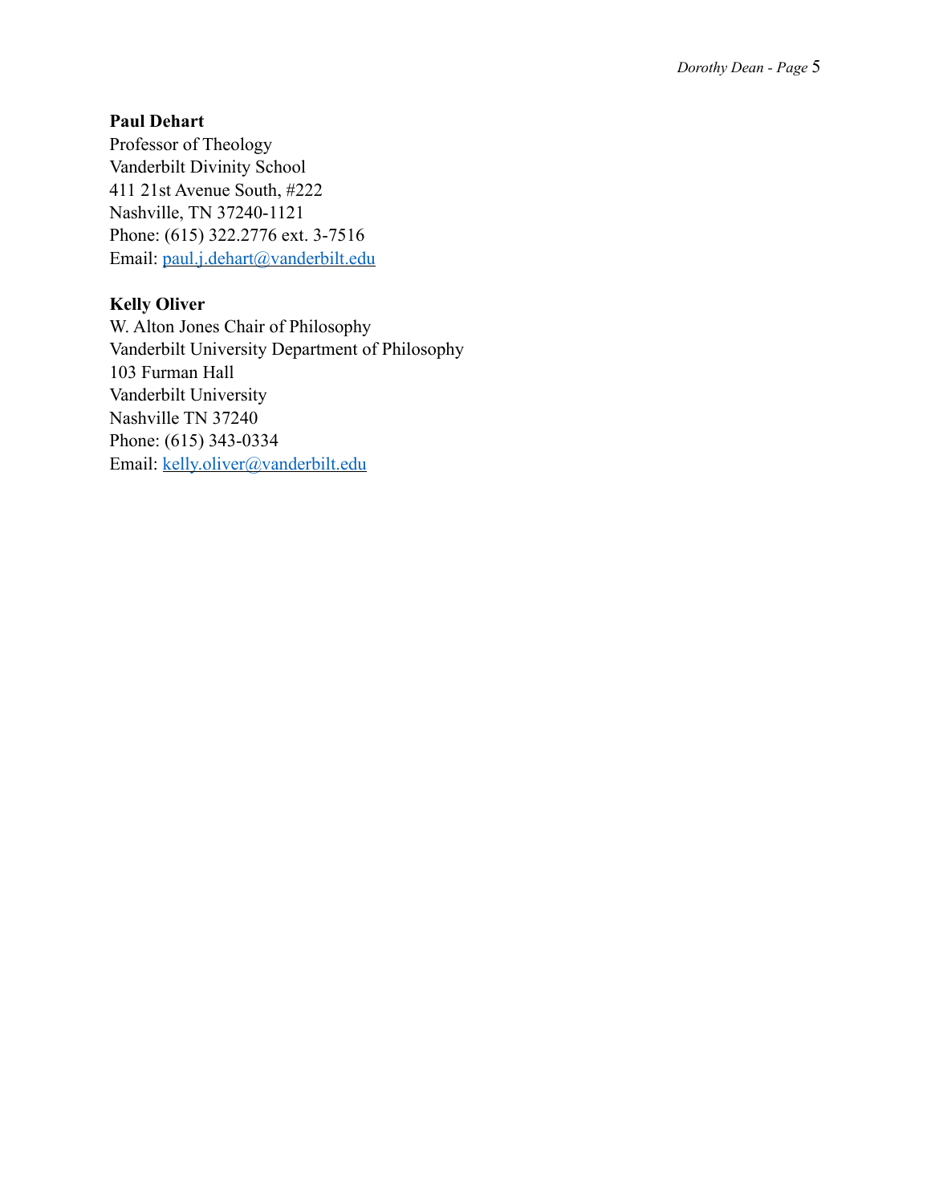**Paul Dehart**
Professor of Theology
Vanderbilt Divinity School
411 21st Avenue South, #222
Nashville, TN 37240-1121
Phone: (615) 322.2776 ext. 3-7516
Email: paul.j.dehart@vanderbilt.edu

**Kelly Oliver**
W. Alton Jones Chair of Philosophy
Vanderbilt University Department of Philosophy
103 Furman Hall
Vanderbilt University
Nashville TN 37240
Phone: (615) 343-0334
Email: kelly.oliver@vanderbilt.edu